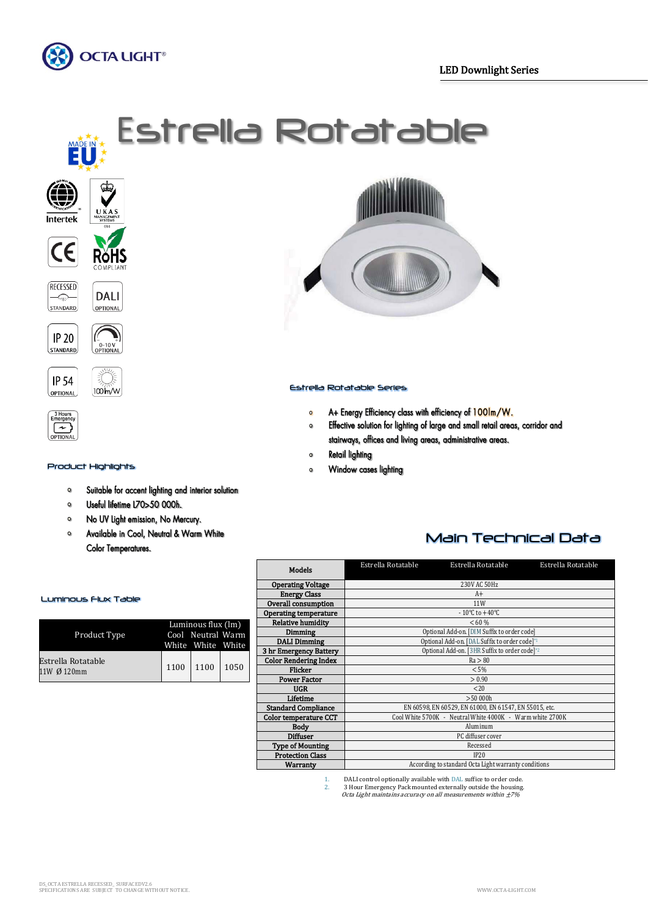LED Downlight Series

# Estrella Rotatable

MADE IN EU

Intertek | UKAS MANAGEMENT SYSTEMS | CE | RoHS COMPLIANT | RECESSED STANDARD | DALI OPTIONAL | IP 20 STANDARD | 0-10 V OPTIONAL | IP 54 OPTIONAL | 100lm/W | 3 Hours Emergency OPTIONAL

## Estrella Rotatable Series

- A+ Energy Efficiency class with efficiency of 100lm/W.
- Effective solution for lighting of large and small retail areas, corridor and stairways, offices and living areas, administrative areas.
- Retail lighting
- Window cases lighting

## Product Highlights

- Suitable for accent lighting and interior solution
- Useful lifetime L70>50 000h.
- No UV light emission, No Mercury.
- Available in Cool, Neutral & Warm White Color Temperatures.

## Luminous Flux Table

| Product Type | Luminous flux (lm) Cool White | Neutral White | Warm White |
|---|---|---|---|
| Estrella Rotatable 11W Ø 120mm | 1100 | 1100 | 1050 |

## Main Technical Data

| Models | Estrella Rotatable | Estrella Rotatable | Estrella Rotatable |
|---|---|---|---|
| Operating Voltage | 230V AC 50Hz | | |
| Energy Class | A+ | | |
| Overall consumption | 11W | | |
| Operating temperature | - 10℃ to +40℃ | | |
| Relative humidity | < 60 % | | |
| Dimming | Optional Add-on. [DIM Suffix to order code] | | |
| DALI Dimming | Optional Add-on. [DAL Suffix to order code][1] | | |
| 3 hr Emergency Battery | Optional Add-on. [3HR Suffix to order code][2] | | |
| Color Rendering Index | Ra > 80 | | |
| Flicker | < 5% | | |
| Power Factor | > 0.90 | | |
| UGR | <20 | | |
| Lifetime | >50 000h | | |
| Standard Compliance | EN 60598, EN 60529, EN 61000, EN 61547, EN 55015, etc. | | |
| Color temperature CCT | Cool White 5700K - Neutral White 4000K - Warm white 2700K | | |
| Body | Aluminum | | |
| Diffuser | PC diffuser cover | | |
| Type of Mounting | Recessed | | |
| Protection Class | IP20 | | |
| Warranty | According to standard Octa Light warranty conditions | | |

1. DALI control optionally available with DAL suffice to order code.
2. 3 Hour Emergency Pack mounted externally outside the housing.

*Octa Light maintains accuracy on all measurements within ±7%*

DS_OCTA ESTRELLA RECESSED_ SURFACEDV2.6
SPECIFICATIONS ARE SUBJECT TO CHANGE WITHOUT NOTICE.

WWW.OCTA-LIGHT.COM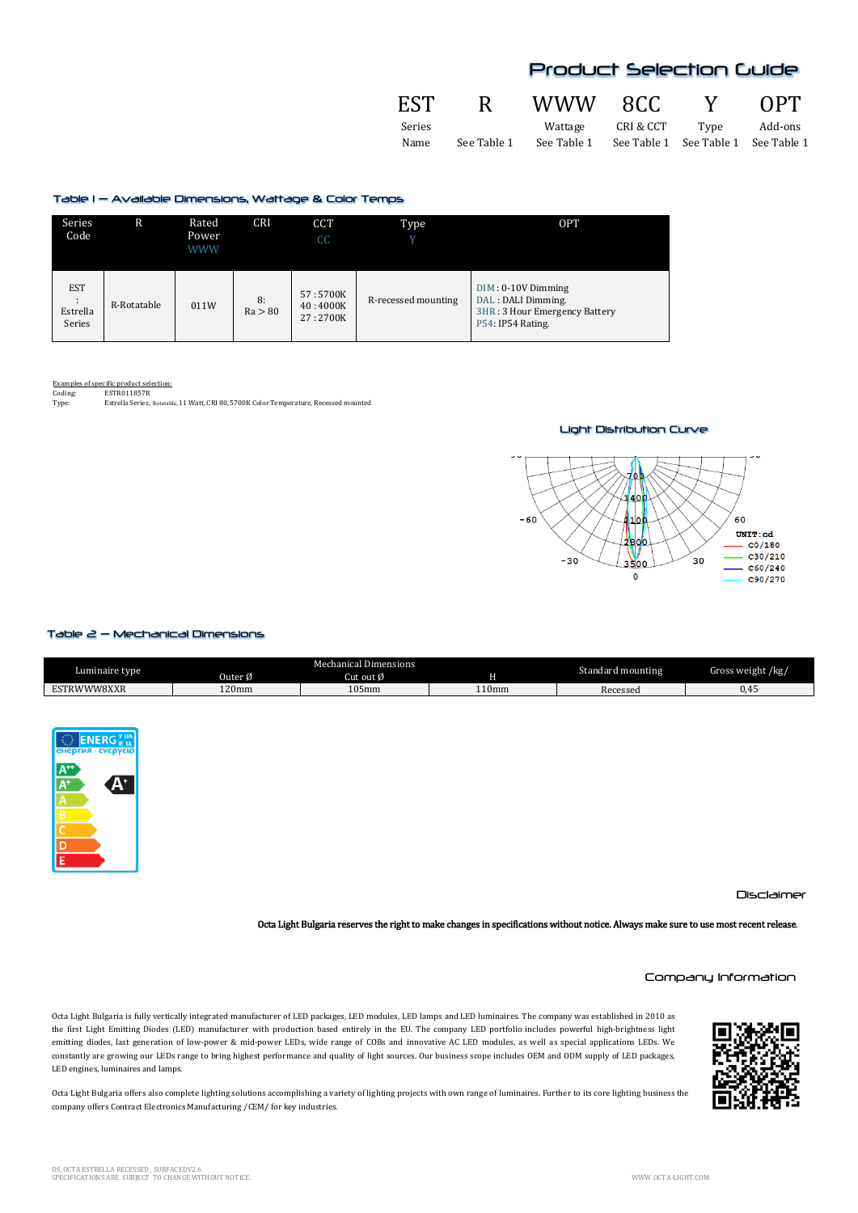## Product Selection Guide

| EST | R | WWW | 8CC | Y | OPT |
|---|---|---|---|---|---|
| Series Name | See Table 1 | Wattage See Table 1 | CRI & CCT See Table 1 | Type See Table 1 | Add-ons See Table 1 |

### Table 1 – Available Dimensions, Wattage & Color Temps

| Series Code | R | Rated Power WWW | CRI | CCT CC | Type Y | OPT |
|---|---|---|---|---|---|---|
| EST : Estrella Series | R-Rotatable | 011W | 8: Ra > 80 | 57 : 5700K<br>40 : 4000K<br>27 : 2700K | R-recessed mounting | DIM : 0-10V Dimming<br>DAL : DALI Dimming.<br>3HR : 3 Hour Emergency Battery<br>P54: IP54 Rating. |

Examples of specific product selection:

Coding: ESTR011857R

Type: Estrella Series, Rotatable, 11 Watt, CRI 80, 5700K Color Temperature, Recessed mounted

### Light Distribution Curve

700
1400
2100
2800
3500
0
-60
60
-30
30
UNIT: cd
C0/180
C30/210
C60/240
C90/270

### Table 2 – Mechanical Dimensions

| Luminaire type | Mechanical Dimensions Outer Ø | Cut out Ø | H | Standard mounting | Gross weight /kg/ |
|---|---|---|---|---|---|
| ESTRWWW8XXR | 120mm | 105mm | 110mm | Recessed | 0,45 |

ENERGY
A++
A+
A
B
C
D
E
A+

### Disclaimer

**Octa Light Bulgaria reserves the right to make changes in specifications without notice. Always make sure to use most recent release.**

### Company Information

Octa Light Bulgaria is fully vertically integrated manufacturer of LED packages, LED modules, LED lamps and LED luminaires. The company was established in 2010 as the first Light Emitting Diodes (LED) manufacturer with production based entirely in the EU. The company LED portfolio includes powerful high-brightness light emitting diodes, last generation of low-power & mid-power LEDs, wide range of COBs and innovative AC LED modules, as well as special applications LEDs. We constantly are growing our LEDs range to bring highest performance and quality of light sources. Our business scope includes OEM and ODM supply of LED packages, LED engines, luminaires and lamps.

Octa Light Bulgaria offers also complete lighting solutions accomplishing a variety of lighting projects with own range of luminaires. Further to its core lighting business the company offers Contract Electronics Manufacturing /CEM/ for key industries.